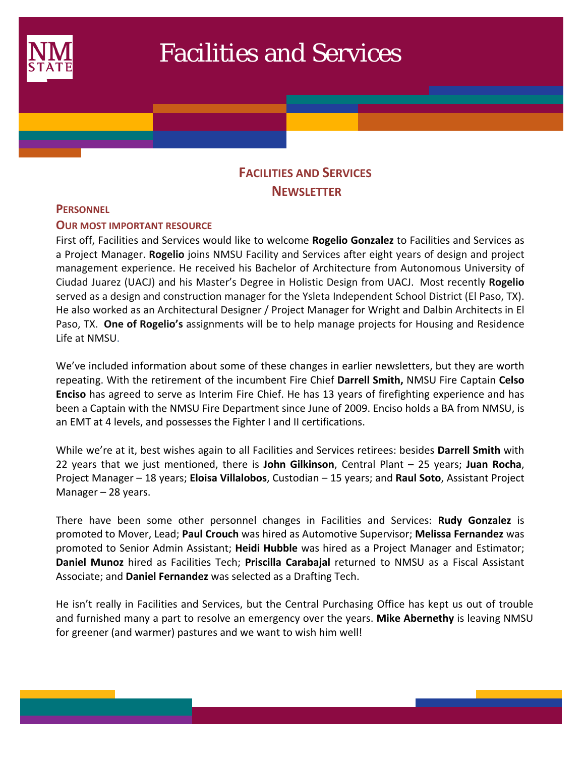# Facilities and Services

## Facilities and Services Newsletter

### Personnel

### Our most important resource

First off, Facilities and Services would like to welcome **Rogelio Gonzalez** to Facilities and Services as a Project Manager. **Rogelio** joins NMSU Facility and Services after eight years of design and project management experience. He received his Bachelor of Architecture from Autonomous University of Ciudad Juarez (UACJ) and his Master's Degree in Holistic Design from UACJ. Most recently **Rogelio** served as a design and construction manager for the Ysleta Independent School District (El Paso, TX). He also worked as an Architectural Designer / Project Manager for Wright and Dalbin Architects in El Paso, TX. **One of Rogelio's** assignments will be to help manage projects for Housing and Residence Life at NMSU.

We've included information about some of these changes in earlier newsletters, but they are worth repeating. With the retirement of the incumbent Fire Chief **Darrell Smith,** NMSU Fire Captain **Celso Enciso** has agreed to serve as Interim Fire Chief. He has 13 years of firefighting experience and has been a Captain with the NMSU Fire Department since June of 2009. Enciso holds a BA from NMSU, is an EMT at 4 levels, and possesses the Fighter I and II certifications.

While we're at it, best wishes again to all Facilities and Services retirees: besides **Darrell Smith** with 22 years that we just mentioned, there is **John Gilkinson**, Central Plant – 25 years; **Juan Rocha**, Project Manager – 18 years; **Eloisa Villalobos**, Custodian – 15 years; and **Raul Soto**, Assistant Project Manager – 28 years.

There have been some other personnel changes in Facilities and Services: **Rudy Gonzalez** is promoted to Mover, Lead; **Paul Crouch** was hired as Automotive Supervisor; **Melissa Fernandez** was promoted to Senior Admin Assistant; **Heidi Hubble** was hired as a Project Manager and Estimator; **Daniel Munoz** hired as Facilities Tech; **Priscilla Carabajal** returned to NMSU as a Fiscal Assistant Associate; and **Daniel Fernandez** was selected as a Drafting Tech.

He isn't really in Facilities and Services, but the Central Purchasing Office has kept us out of trouble and furnished many a part to resolve an emergency over the years. **Mike Abernethy** is leaving NMSU for greener (and warmer) pastures and we want to wish him well!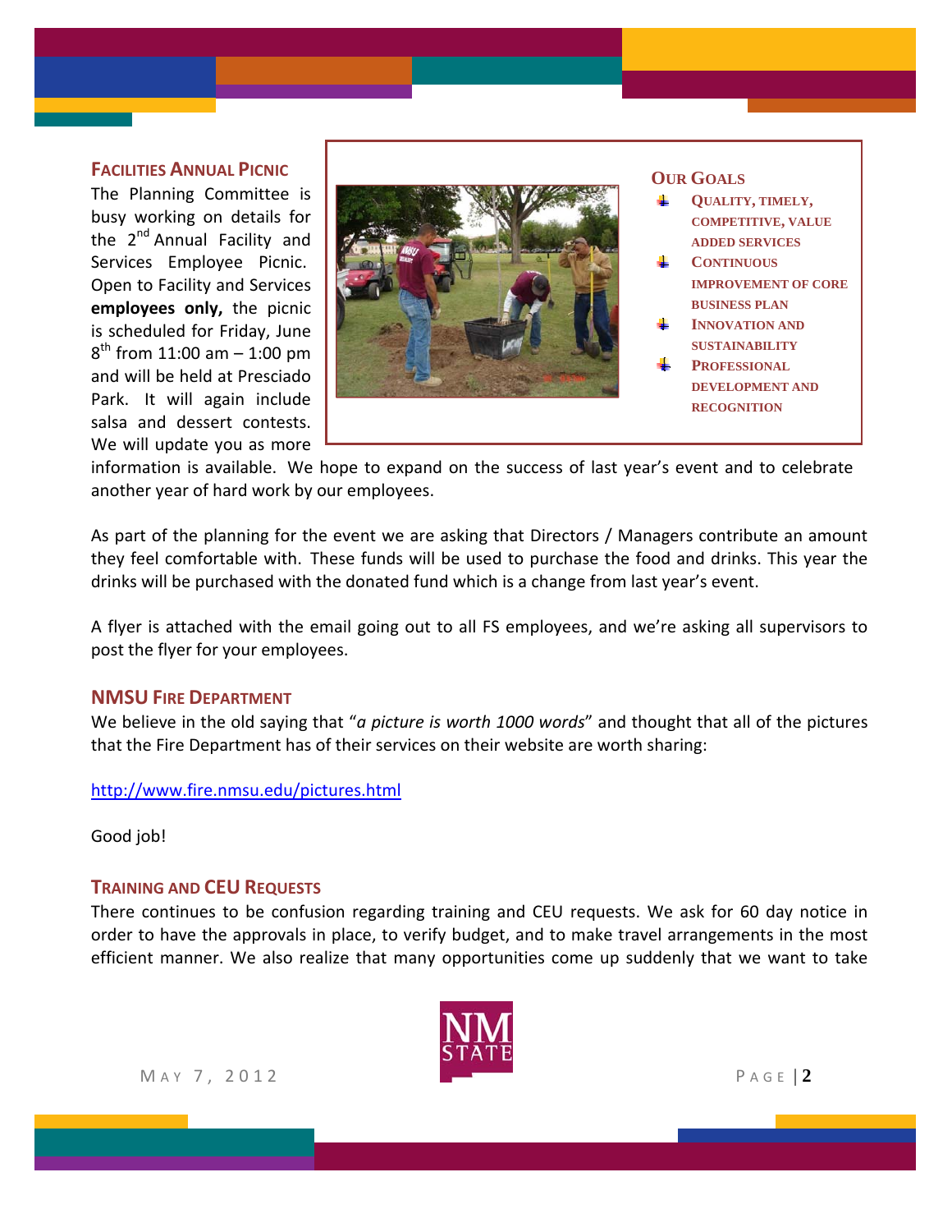## Facilities Annual Picnic

The Planning Committee is busy working on details for the 2nd Annual Facility and Services Employee Picnic. Open to Facility and Services **employees only,** the picnic is scheduled for Friday, June 8th from 11:00 am – 1:00 pm and will be held at Presciado Park. It will again include salsa and dessert contests. We will update you as more information is available. We hope to expand on the success of last year's event and to celebrate another year of hard work by our employees.

As part of the planning for the event we are asking that Directors / Managers contribute an amount they feel comfortable with. These funds will be used to purchase the food and drinks. This year the drinks will be purchased with the donated fund which is a change from last year's event.

A flyer is attached with the email going out to all FS employees, and we're asking all supervisors to post the flyer for your employees.

## Our Goals

- Quality, timely, competitive, value added services
- Continuous improvement of core business plan
- Innovation and sustainability
- Professional development and recognition

## NMSU Fire Department

We believe in the old saying that "*a picture is worth 1000 words*" and thought that all of the pictures that the Fire Department has of their services on their website are worth sharing:

http://www.fire.nmsu.edu/pictures.html

Good job!

## Training and CEU Requests

There continues to be confusion regarding training and CEU requests. We ask for 60 day notice in order to have the approvals in place, to verify budget, and to make travel arrangements in the most efficient manner. We also realize that many opportunities come up suddenly that we want to take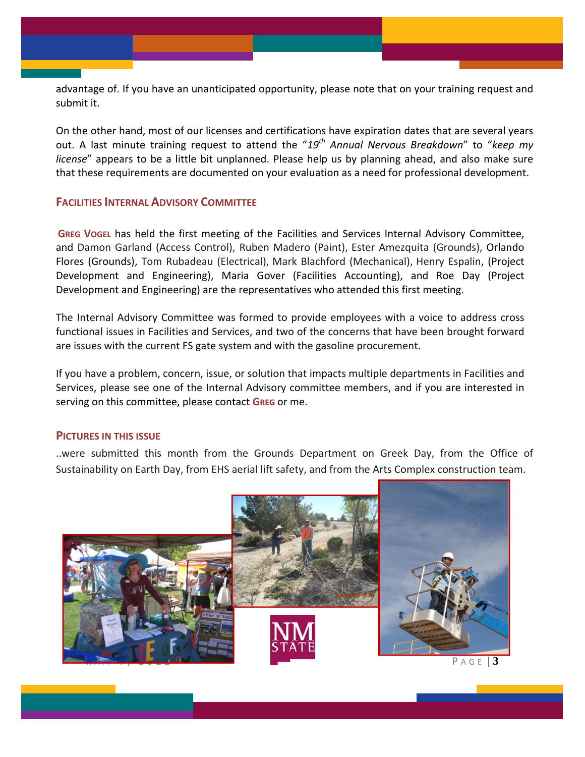advantage of. If you have an unanticipated opportunity, please note that on your training request and submit it.

On the other hand, most of our licenses and certifications have expiration dates that are several years out. A last minute training request to attend the "*19th Annual Nervous Breakdown*" to "*keep my license*" appears to be a little bit unplanned. Please help us by planning ahead, and also make sure that these requirements are documented on your evaluation as a need for professional development.

### FACILITIES INTERNAL ADVISORY COMMITTEE

**GREG VOGEL** has held the first meeting of the Facilities and Services Internal Advisory Committee, and Damon Garland (Access Control), Ruben Madero (Paint), Ester Amezquita (Grounds), Orlando Flores (Grounds), Tom Rubadeau (Electrical), Mark Blachford (Mechanical), Henry Espalin, (Project Development and Engineering), Maria Gover (Facilities Accounting), and Roe Day (Project Development and Engineering) are the representatives who attended this first meeting.

The Internal Advisory Committee was formed to provide employees with a voice to address cross functional issues in Facilities and Services, and two of the concerns that have been brought forward are issues with the current FS gate system and with the gasoline procurement.

If you have a problem, concern, issue, or solution that impacts multiple departments in Facilities and Services, please see one of the Internal Advisory committee members, and if you are interested in serving on this committee, please contact **GREG** or me.

### PICTURES IN THIS ISSUE

..were submitted this month from the Grounds Department on Greek Day, from the Office of Sustainability on Earth Day, from EHS aerial lift safety, and from the Arts Complex construction team.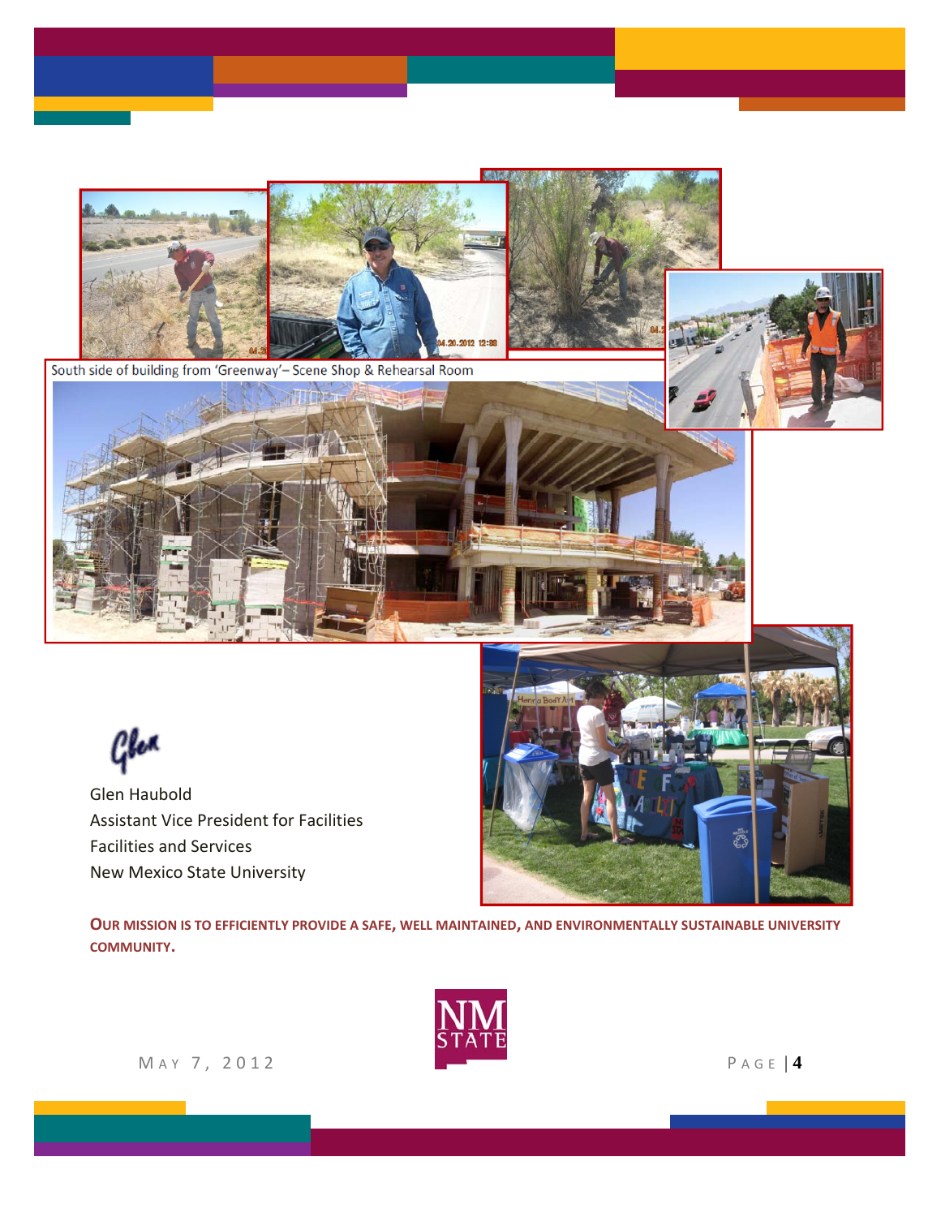South side of building from 'Greenway'– Scene Shop & Rehearsal Room

*Glen*

Glen Haubold
Assistant Vice President for Facilities
Facilities and Services
New Mexico State University

**OUR MISSION IS TO EFFICIENTLY PROVIDE A SAFE, WELL MAINTAINED, AND ENVIRONMENTALLY SUSTAINABLE UNIVERSITY COMMUNITY.**